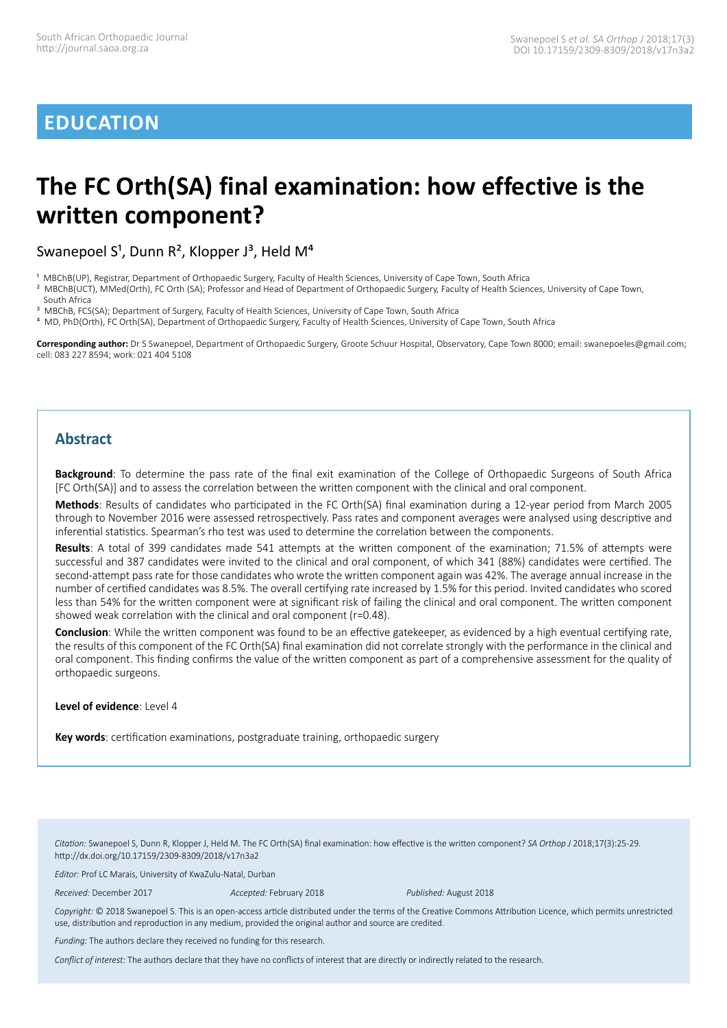EDUCATION

# The FC Orth(SA) final examination: how effective is the written component?

Swanepoel S[1], Dunn R[2], Klopper J[3], Held M[4]

[1] MBChB(UP), Registrar, Department of Orthopaedic Surgery, Faculty of Health Sciences, University of Cape Town, South Africa
[2] MBChB(UCT), MMed(Orth), FC Orth (SA); Professor and Head of Department of Orthopaedic Surgery, Faculty of Health Sciences, University of Cape Town, South Africa
[3] MBChB, FCS(SA); Department of Surgery, Faculty of Health Sciences, University of Cape Town, South Africa
[4] MD, PhD(Orth), FC Orth(SA), Department of Orthopaedic Surgery, Faculty of Health Sciences, University of Cape Town, South Africa

**Corresponding author:** Dr S Swanepoel, Department of Orthopaedic Surgery, Groote Schuur Hospital, Observatory, Cape Town 8000; email: swanepoeles@gmail.com; cell: 083 227 8594; work: 021 404 5108

## Abstract

**Background**: To determine the pass rate of the final exit examination of the College of Orthopaedic Surgeons of South Africa [FC Orth(SA)] and to assess the correlation between the written component with the clinical and oral component.

**Methods**: Results of candidates who participated in the FC Orth(SA) final examination during a 12-year period from March 2005 through to November 2016 were assessed retrospectively. Pass rates and component averages were analysed using descriptive and inferential statistics. Spearman's rho test was used to determine the correlation between the components.

**Results**: A total of 399 candidates made 541 attempts at the written component of the examination; 71.5% of attempts were successful and 387 candidates were invited to the clinical and oral component, of which 341 (88%) candidates were certified. The second-attempt pass rate for those candidates who wrote the written component again was 42%. The average annual increase in the number of certified candidates was 8.5%. The overall certifying rate increased by 1.5% for this period. Invited candidates who scored less than 54% for the written component were at significant risk of failing the clinical and oral component. The written component showed weak correlation with the clinical and oral component (r=0.48).

**Conclusion**: While the written component was found to be an effective gatekeeper, as evidenced by a high eventual certifying rate, the results of this component of the FC Orth(SA) final examination did not correlate strongly with the performance in the clinical and oral component. This finding confirms the value of the written component as part of a comprehensive assessment for the quality of orthopaedic surgeons.

**Level of evidence**: Level 4

**Key words**: certification examinations, postgraduate training, orthopaedic surgery

*Citation:* Swanepoel S, Dunn R, Klopper J, Held M. The FC Orth(SA) final examination: how effective is the written component? *SA Orthop J* 2018;17(3):25-29. http://dx.doi.org/10.17159/2309-8309/2018/v17n3a2

*Editor:* Prof LC Marais, University of KwaZulu-Natal, Durban

*Received:* December 2017 *Accepted:* February 2018 *Published:* August 2018

*Copyright:* © 2018 Swanepoel S. This is an open-access article distributed under the terms of the Creative Commons Attribution Licence, which permits unrestricted use, distribution and reproduction in any medium, provided the original author and source are credited.

*Funding:* The authors declare they received no funding for this research.

*Conflict of interest:* The authors declare that they have no conflicts of interest that are directly or indirectly related to the research.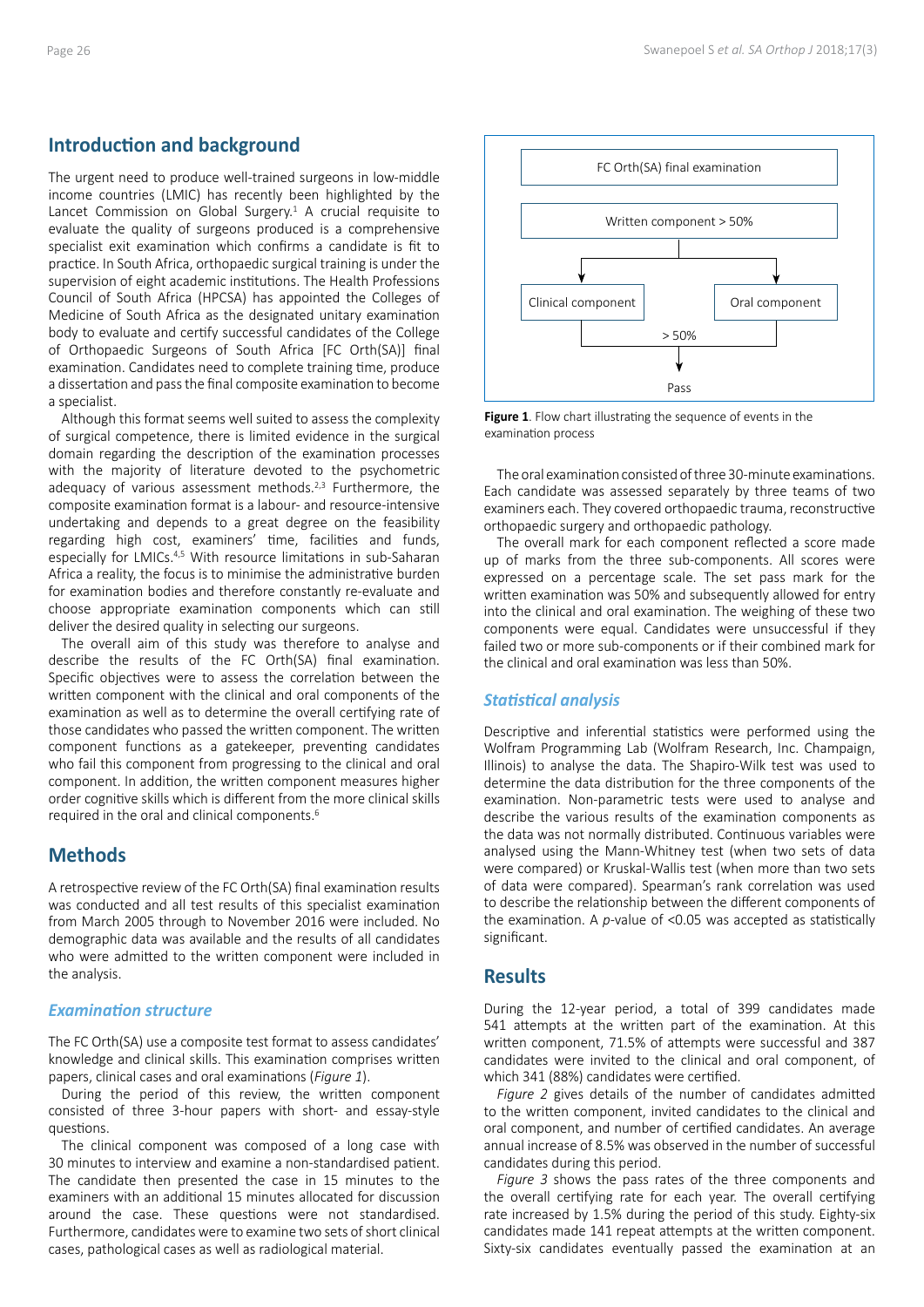## Introduction and background

The urgent need to produce well-trained surgeons in low-middle income countries (LMIC) has recently been highlighted by the Lancet Commission on Global Surgery.[1] A crucial requisite to evaluate the quality of surgeons produced is a comprehensive specialist exit examination which confirms a candidate is fit to practice. In South Africa, orthopaedic surgical training is under the supervision of eight academic institutions. The Health Professions Council of South Africa (HPCSA) has appointed the Colleges of Medicine of South Africa as the designated unitary examination body to evaluate and certify successful candidates of the College of Orthopaedic Surgeons of South Africa [FC Orth(SA)] final examination. Candidates need to complete training time, produce a dissertation and pass the final composite examination to become a specialist.

Although this format seems well suited to assess the complexity of surgical competence, there is limited evidence in the surgical domain regarding the description of the examination processes with the majority of literature devoted to the psychometric adequacy of various assessment methods.[2,3] Furthermore, the composite examination format is a labour- and resource-intensive undertaking and depends to a great degree on the feasibility regarding high cost, examiners' time, facilities and funds, especially for LMICs.[4,5] With resource limitations in sub-Saharan Africa a reality, the focus is to minimise the administrative burden for examination bodies and therefore constantly re-evaluate and choose appropriate examination components which can still deliver the desired quality in selecting our surgeons.

The overall aim of this study was therefore to analyse and describe the results of the FC Orth(SA) final examination. Specific objectives were to assess the correlation between the written component with the clinical and oral components of the examination as well as to determine the overall certifying rate of those candidates who passed the written component. The written component functions as a gatekeeper, preventing candidates who fail this component from progressing to the clinical and oral component. In addition, the written component measures higher order cognitive skills which is different from the more clinical skills required in the oral and clinical components.[6]

## Methods

A retrospective review of the FC Orth(SA) final examination results was conducted and all test results of this specialist examination from March 2005 through to November 2016 were included. No demographic data was available and the results of all candidates who were admitted to the written component were included in the analysis.

### *Examination structure*

The FC Orth(SA) use a composite test format to assess candidates' knowledge and clinical skills. This examination comprises written papers, clinical cases and oral examinations (*Figure 1*).

During the period of this review, the written component consisted of three 3-hour papers with short- and essay-style questions.

The clinical component was composed of a long case with 30 minutes to interview and examine a non-standardised patient. The candidate then presented the case in 15 minutes to the examiners with an additional 15 minutes allocated for discussion around the case. These questions were not standardised. Furthermore, candidates were to examine two sets of short clinical cases, pathological cases as well as radiological material.

FC Orth(SA) final examination

Written component > 50%

Clinical component

Oral component

> 50%

Pass

**Figure 1**. Flow chart illustrating the sequence of events in the examination process

The oral examination consisted of three 30-minute examinations. Each candidate was assessed separately by three teams of two examiners each. They covered orthopaedic trauma, reconstructive orthopaedic surgery and orthopaedic pathology.

The overall mark for each component reflected a score made up of marks from the three sub-components. All scores were expressed on a percentage scale. The set pass mark for the written examination was 50% and subsequently allowed for entry into the clinical and oral examination. The weighing of these two components were equal. Candidates were unsuccessful if they failed two or more sub-components or if their combined mark for the clinical and oral examination was less than 50%.

### *Statistical analysis*

Descriptive and inferential statistics were performed using the Wolfram Programming Lab (Wolfram Research, Inc. Champaign, Illinois) to analyse the data. The Shapiro-Wilk test was used to determine the data distribution for the three components of the examination. Non-parametric tests were used to analyse and describe the various results of the examination components as the data was not normally distributed. Continuous variables were analysed using the Mann-Whitney test (when two sets of data were compared) or Kruskal-Wallis test (when more than two sets of data were compared). Spearman's rank correlation was used to describe the relationship between the different components of the examination. A $p$-value of $<0.05$ was accepted as statistically significant.

## Results

During the 12-year period, a total of 399 candidates made 541 attempts at the written part of the examination. At this written component, 71.5% of attempts were successful and 387 candidates were invited to the clinical and oral component, of which 341 (88%) candidates were certified.

*Figure 2* gives details of the number of candidates admitted to the written component, invited candidates to the clinical and oral component, and number of certified candidates. An average annual increase of 8.5% was observed in the number of successful candidates during this period.

*Figure 3* shows the pass rates of the three components and the overall certifying rate for each year. The overall certifying rate increased by 1.5% during the period of this study. Eighty-six candidates made 141 repeat attempts at the written component. Sixty-six candidates eventually passed the examination at an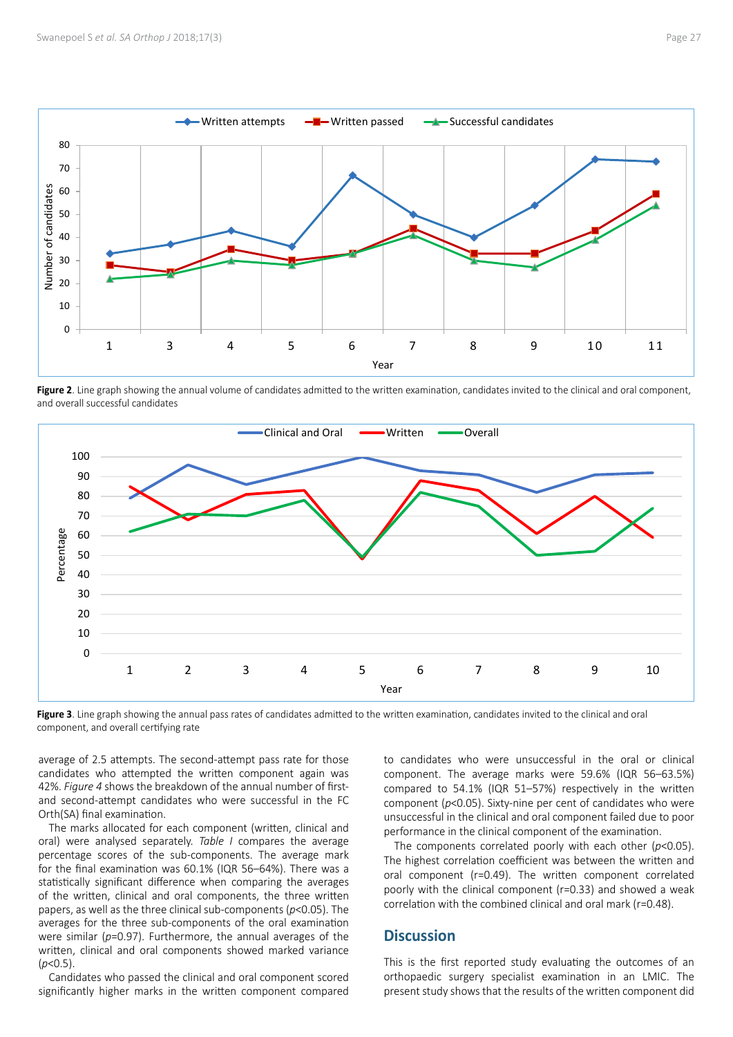Written attempts
Written passed
Successful candidates

Number of candidates

80
70
60
50
40
30
20
10
0

1 3 4 5 6 7 8 9 10 11

Year

**Figure 2**. Line graph showing the annual volume of candidates admitted to the written examination, candidates invited to the clinical and oral component, and overall successful candidates

Clinical and Oral
Written
Overall

Percentage

100
90
80
70
60
50
40
30
20
10
0

1 2 3 4 5 6 7 8 9 10

Year

**Figure 3**. Line graph showing the annual pass rates of candidates admitted to the written examination, candidates invited to the clinical and oral component, and overall certifying rate

average of 2.5 attempts. The second-attempt pass rate for those candidates who attempted the written component again was 42%. *Figure 4* shows the breakdown of the annual number of first- and second-attempt candidates who were successful in the FC Orth(SA) final examination.

The marks allocated for each component (written, clinical and oral) were analysed separately. *Table I* compares the average percentage scores of the sub-components. The average mark for the final examination was 60.1% (IQR 56–64%). There was a statistically significant difference when comparing the averages of the written, clinical and oral components, the three written papers, as well as the three clinical sub-components ($p<0.05$). The averages for the three sub-components of the oral examination were similar ($p=0.97$). Furthermore, the annual averages of the written, clinical and oral components showed marked variance ($p<0.5$).

Candidates who passed the clinical and oral component scored significantly higher marks in the written component compared to candidates who were unsuccessful in the oral or clinical component. The average marks were 59.6% (IQR 56–63.5%) compared to 54.1% (IQR 51–57%) respectively in the written component ($p<0.05$). Sixty-nine per cent of candidates who were unsuccessful in the clinical and oral component failed due to poor performance in the clinical component of the examination.

The components correlated poorly with each other ($p<0.05$). The highest correlation coefficient was between the written and oral component ($r=0.49$). The written component correlated poorly with the clinical component ($r=0.33$) and showed a weak correlation with the combined clinical and oral mark ($r=0.48$).

## Discussion

This is the first reported study evaluating the outcomes of an orthopaedic surgery specialist examination in an LMIC. The present study shows that the results of the written component did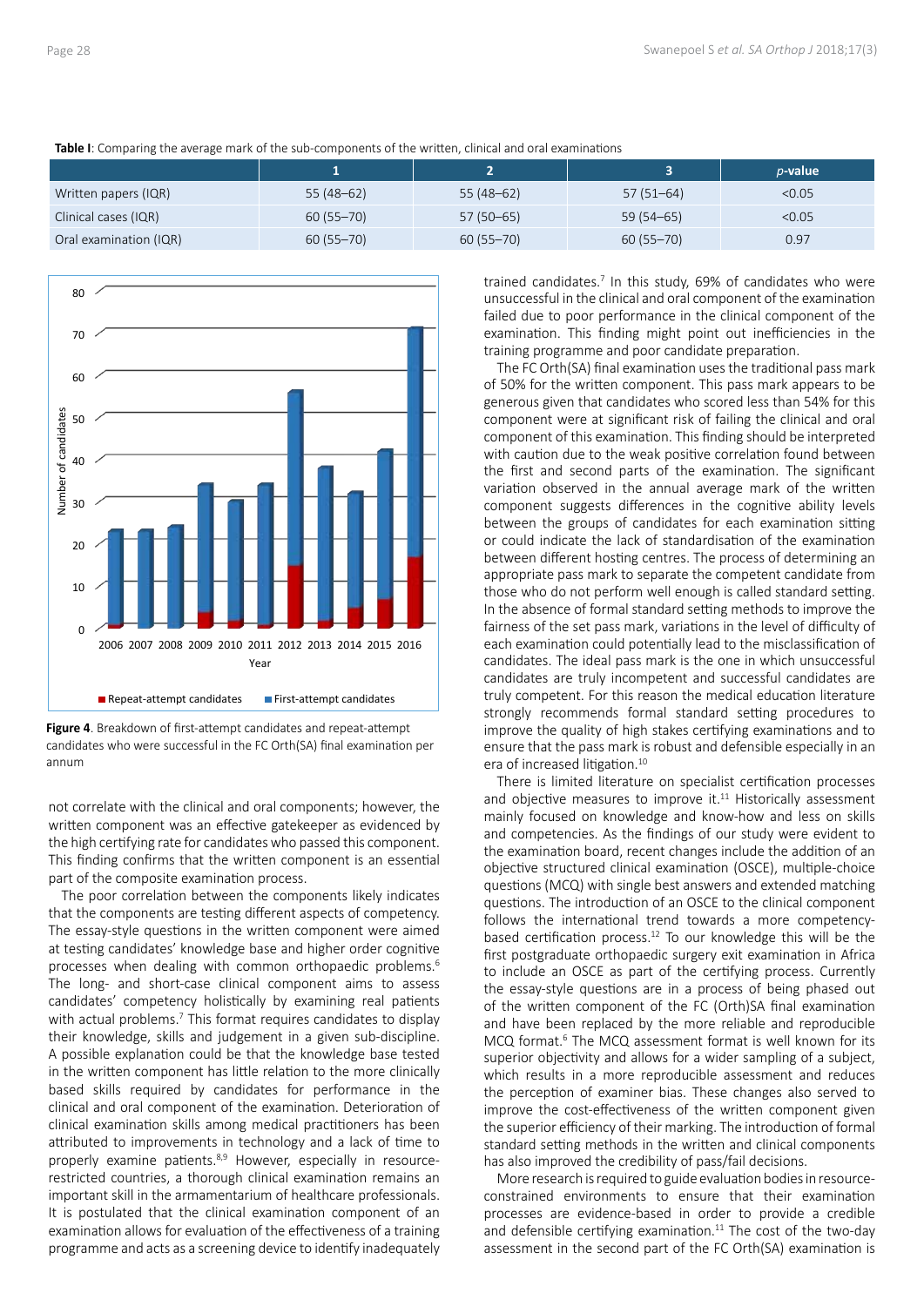**Table I**: Comparing the average mark of the sub-components of the written, clinical and oral examinations

| | 1 | 2 | 3 | *p*-value |
|---|---|---|---|---|
| Written papers (IQR) | 55 (48–62) | 55 (48–62) | 57 (51–64) | <0.05 |
| Clinical cases (IQR) | 60 (55–70) | 57 (50–65) | 59 (54–65) | <0.05 |
| Oral examination (IQR) | 60 (55–70) | 60 (55–70) | 60 (55–70) | 0.97 |

80
70
60
50
40
30
20
10
0
Number of candidates
2006 2007 2008 2009 2010 2011 2012 2013 2014 2015 2016
Year
Repeat-attempt candidates
First-attempt candidates

**Figure 4**. Breakdown of first-attempt candidates and repeat-attempt candidates who were successful in the FC Orth(SA) final examination per annum

not correlate with the clinical and oral components; however, the written component was an effective gatekeeper as evidenced by the high certifying rate for candidates who passed this component. This finding confirms that the written component is an essential part of the composite examination process.

The poor correlation between the components likely indicates that the components are testing different aspects of competency. The essay-style questions in the written component were aimed at testing candidates' knowledge base and higher order cognitive processes when dealing with common orthopaedic problems.[6] The long- and short-case clinical component aims to assess candidates' competency holistically by examining real patients with actual problems.[7] This format requires candidates to display their knowledge, skills and judgement in a given sub-discipline. A possible explanation could be that the knowledge base tested in the written component has little relation to the more clinically based skills required by candidates for performance in the clinical and oral component of the examination. Deterioration of clinical examination skills among medical practitioners has been attributed to improvements in technology and a lack of time to properly examine patients.[8,9] However, especially in resource-restricted countries, a thorough clinical examination remains an important skill in the armamentarium of healthcare professionals. It is postulated that the clinical examination component of an examination allows for evaluation of the effectiveness of a training programme and acts as a screening device to identify inadequately trained candidates.[7] In this study, 69% of candidates who were unsuccessful in the clinical and oral component of the examination failed due to poor performance in the clinical component of the examination. This finding might point out inefficiencies in the training programme and poor candidate preparation.

The FC Orth(SA) final examination uses the traditional pass mark of 50% for the written component. This pass mark appears to be generous given that candidates who scored less than 54% for this component were at significant risk of failing the clinical and oral component of this examination. This finding should be interpreted with caution due to the weak positive correlation found between the first and second parts of the examination. The significant variation observed in the annual average mark of the written component suggests differences in the cognitive ability levels between the groups of candidates for each examination sitting or could indicate the lack of standardisation of the examination between different hosting centres. The process of determining an appropriate pass mark to separate the competent candidate from those who do not perform well enough is called standard setting. In the absence of formal standard setting methods to improve the fairness of the set pass mark, variations in the level of difficulty of each examination could potentially lead to the misclassification of candidates. The ideal pass mark is the one in which unsuccessful candidates are truly incompetent and successful candidates are truly competent. For this reason the medical education literature strongly recommends formal standard setting procedures to improve the quality of high stakes certifying examinations and to ensure that the pass mark is robust and defensible especially in an era of increased litigation.[10]

There is limited literature on specialist certification processes and objective measures to improve it.[11] Historically assessment mainly focused on knowledge and know-how and less on skills and competencies. As the findings of our study were evident to the examination board, recent changes include the addition of an objective structured clinical examination (OSCE), multiple-choice questions (MCQ) with single best answers and extended matching questions. The introduction of an OSCE to the clinical component follows the international trend towards a more competency-based certification process.[12] To our knowledge this will be the first postgraduate orthopaedic surgery exit examination in Africa to include an OSCE as part of the certifying process. Currently the essay-style questions are in a process of being phased out of the written component of the FC (Orth)SA final examination and have been replaced by the more reliable and reproducible MCQ format.[6] The MCQ assessment format is well known for its superior objectivity and allows for a wider sampling of a subject, which results in a more reproducible assessment and reduces the perception of examiner bias. These changes also served to improve the cost-effectiveness of the written component given the superior efficiency of their marking. The introduction of formal standard setting methods in the written and clinical components has also improved the credibility of pass/fail decisions.

More research is required to guide evaluation bodies in resource-constrained environments to ensure that their examination processes are evidence-based in order to provide a credible and defensible certifying examination.[11] The cost of the two-day assessment in the second part of the FC Orth(SA) examination is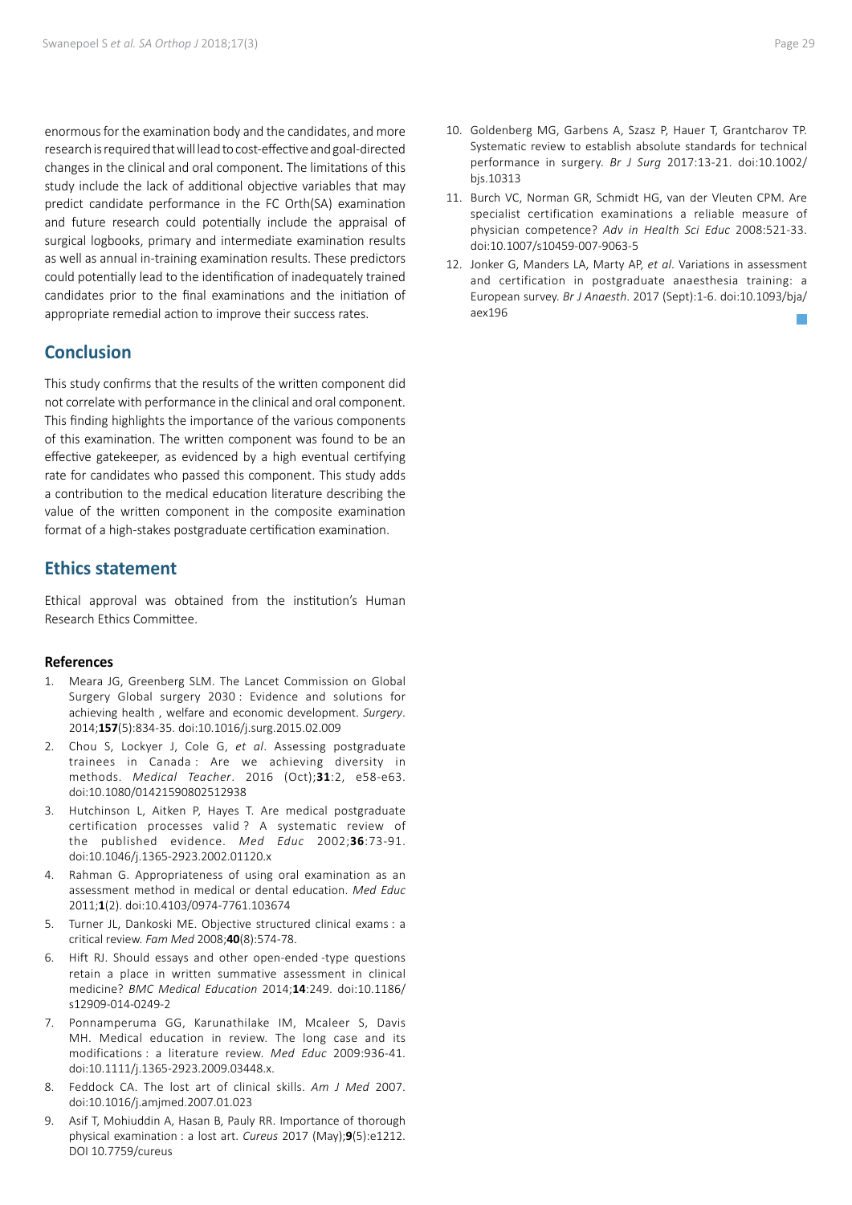enormous for the examination body and the candidates, and more research is required that will lead to cost-effective and goal-directed changes in the clinical and oral component. The limitations of this study include the lack of additional objective variables that may predict candidate performance in the FC Orth(SA) examination and future research could potentially include the appraisal of surgical logbooks, primary and intermediate examination results as well as annual in-training examination results. These predictors could potentially lead to the identification of inadequately trained candidates prior to the final examinations and the initiation of appropriate remedial action to improve their success rates.

## Conclusion

This study confirms that the results of the written component did not correlate with performance in the clinical and oral component. This finding highlights the importance of the various components of this examination. The written component was found to be an effective gatekeeper, as evidenced by a high eventual certifying rate for candidates who passed this component. This study adds a contribution to the medical education literature describing the value of the written component in the composite examination format of a high-stakes postgraduate certification examination.

## Ethics statement

Ethical approval was obtained from the institution's Human Research Ethics Committee.

### References

1. Meara JG, Greenberg SLM. The Lancet Commission on Global Surgery Global surgery 2030 : Evidence and solutions for achieving health , welfare and economic development. *Surgery*. 2014;**157**(5):834-35. doi:10.1016/j.surg.2015.02.009
2. Chou S, Lockyer J, Cole G, *et al*. Assessing postgraduate trainees in Canada : Are we achieving diversity in methods. *Medical Teacher*. 2016 (Oct);**31**:2, e58-e63. doi:10.1080/01421590802512938
3. Hutchinson L, Aitken P, Hayes T. Are medical postgraduate certification processes valid ? A systematic review of the published evidence. *Med Educ* 2002;**36**:73-91. doi:10.1046/j.1365-2923.2002.01120.x
4. Rahman G. Appropriateness of using oral examination as an assessment method in medical or dental education. *Med Educ* 2011;**1**(2). doi:10.4103/0974-7761.103674
5. Turner JL, Dankoski ME. Objective structured clinical exams : a critical review. *Fam Med* 2008;**40**(8):574-78.
6. Hift RJ. Should essays and other open-ended -type questions retain a place in written summative assessment in clinical medicine? *BMC Medical Education* 2014;**14**:249. doi:10.1186/s12909-014-0249-2
7. Ponnamperuma GG, Karunathilake IM, Mcaleer S, Davis MH. Medical education in review. The long case and its modifications : a literature review. *Med Educ* 2009:936-41. doi:10.1111/j.1365-2923.2009.03448.x.
8. Feddock CA. The lost art of clinical skills. *Am J Med* 2007. doi:10.1016/j.amjmed.2007.01.023
9. Asif T, Mohiuddin A, Hasan B, Pauly RR. Importance of thorough physical examination : a lost art. *Cureus* 2017 (May);**9**(5):e1212. DOI 10.7759/cureus
10. Goldenberg MG, Garbens A, Szasz P, Hauer T, Grantcharov TP. Systematic review to establish absolute standards for technical performance in surgery. *Br J Surg* 2017:13-21. doi:10.1002/bjs.10313
11. Burch VC, Norman GR, Schmidt HG, van der Vleuten CPM. Are specialist certification examinations a reliable measure of physician competence? *Adv in Health Sci Educ* 2008:521-33. doi:10.1007/s10459-007-9063-5
12. Jonker G, Manders LA, Marty AP, *et al*. Variations in assessment and certification in postgraduate anaesthesia training: a European survey. *Br J Anaesth*. 2017 (Sept):1-6. doi:10.1093/bja/aex196